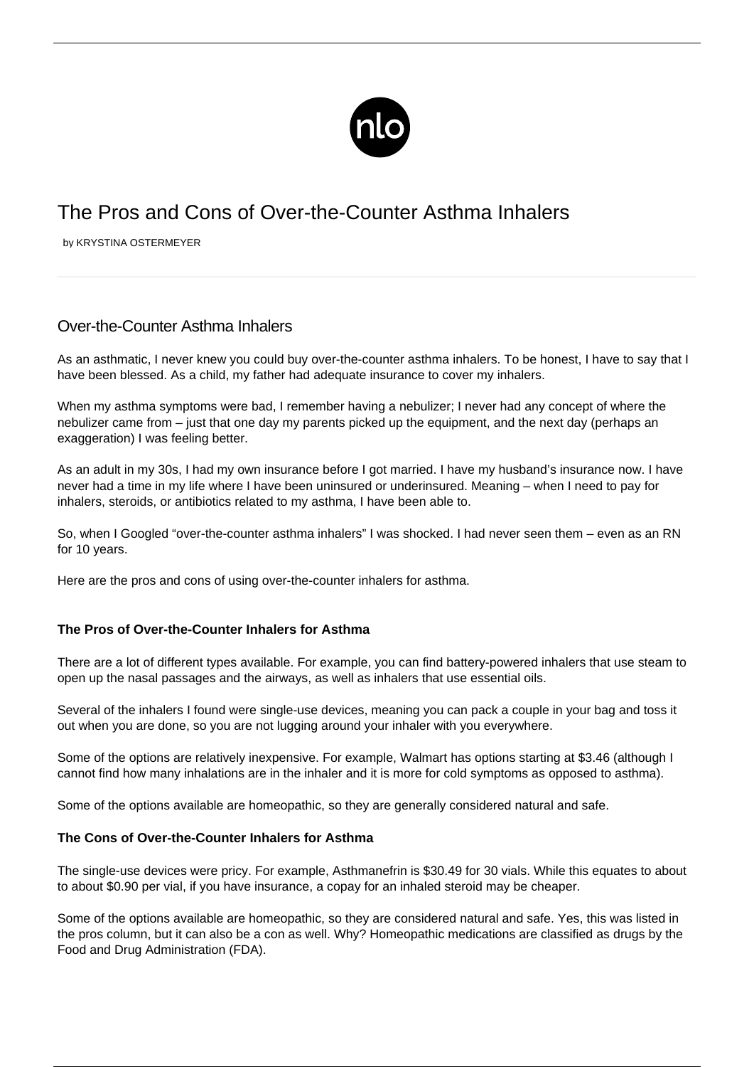# The Pros and Cons of Over-the-Counter Asthma Inhalers

by KRYSTINA OSTERMEYER

## Over-the-Counter Asthma Inhalers

As an asthmatic, I never knew you could buy over-the-counter asthma inhalers. To be honest, I have to say that I have been blessed. As a child, my father had adequate insurance to cover my inhalers.

When my asthma symptoms were bad, I remember having a nebulizer; I never had any concept of where the nebulizer came from – just that one day my parents picked up the equipment, and the next day (perhaps an exaggeration) I was feeling better.

As an adult in my 30s, I had my own insurance before I got married. I have my husband's insurance now. I have never had a time in my life where I have been uninsured or underinsured. Meaning – when I need to pay for inhalers, steroids, or antibiotics related to my asthma, I have been able to.

So, when I Googled "over-the-counter asthma inhalers" I was shocked. I had never seen them – even as an RN for 10 years.

Here are the pros and cons of using over-the-counter inhalers for asthma.

### The Pros of Over-the-Counter Inhalers for Asthma

There are a lot of different types available. For example, you can find battery-powered inhalers that use steam to open up the nasal passages and the airways, as well as inhalers that use essential oils.

Several of the inhalers I found were single-use devices, meaning you can pack a couple in your bag and toss it out when you are done, so you are not lugging around your inhaler with you everywhere.

Some of the options are relatively inexpensive. For example, Walmart has options starting at $3.46 (although I cannot find how many inhalations are in the inhaler and it is more for cold symptoms as opposed to asthma).

Some of the options available are homeopathic, so they are generally considered natural and safe.

### The Cons of Over-the-Counter Inhalers for Asthma

The single-use devices were pricy. For example, Asthmanefrin is $30.49 for 30 vials. While this equates to about to about $0.90 per vial, if you have insurance, a copay for an inhaled steroid may be cheaper.

Some of the options available are homeopathic, so they are considered natural and safe. Yes, this was listed in the pros column, but it can also be a con as well. Why? Homeopathic medications are classified as drugs by the Food and Drug Administration (FDA).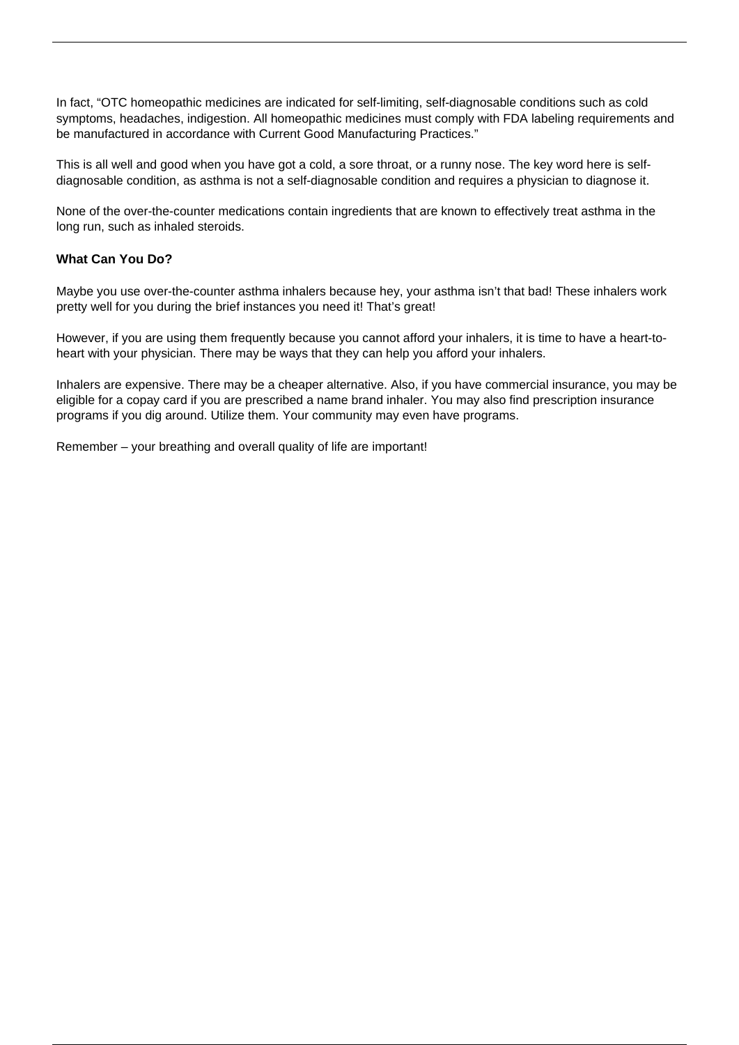In fact, "OTC homeopathic medicines are indicated for self-limiting, self-diagnosable conditions such as cold symptoms, headaches, indigestion. All homeopathic medicines must comply with FDA labeling requirements and be manufactured in accordance with Current Good Manufacturing Practices."

This is all well and good when you have got a cold, a sore throat, or a runny nose. The key word here is self-diagnosable condition, as asthma is not a self-diagnosable condition and requires a physician to diagnose it.

None of the over-the-counter medications contain ingredients that are known to effectively treat asthma in the long run, such as inhaled steroids.

**What Can You Do?**

Maybe you use over-the-counter asthma inhalers because hey, your asthma isn't that bad! These inhalers work pretty well for you during the brief instances you need it! That's great!

However, if you are using them frequently because you cannot afford your inhalers, it is time to have a heart-to-heart with your physician. There may be ways that they can help you afford your inhalers.

Inhalers are expensive. There may be a cheaper alternative. Also, if you have commercial insurance, you may be eligible for a copay card if you are prescribed a name brand inhaler. You may also find prescription insurance programs if you dig around. Utilize them. Your community may even have programs.

Remember – your breathing and overall quality of life are important!